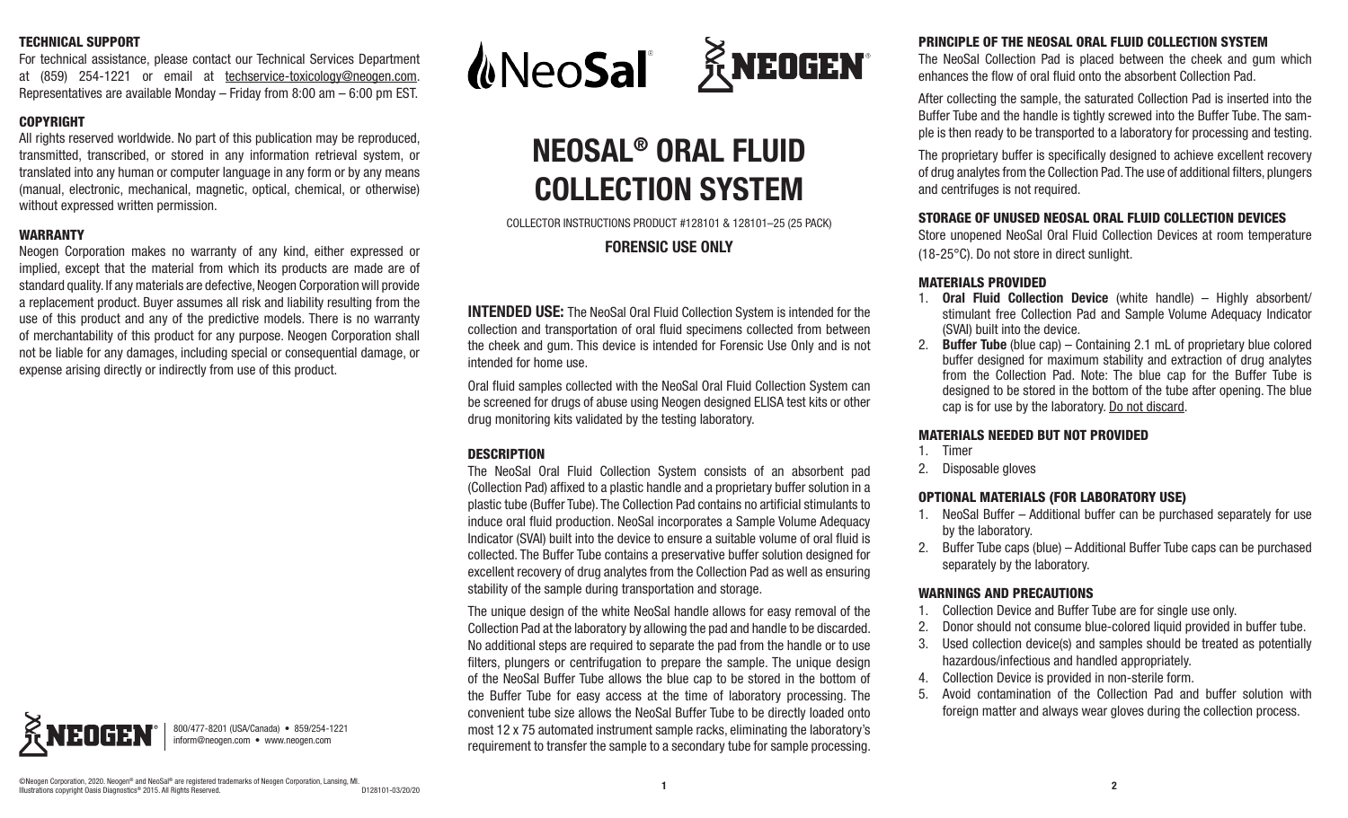### TECHNICAL SUPPORT

For technical assistance, please contact our Technical Services Department at (859) 254-1221 or email at techservice-toxicology@neogen.com. Representatives are available Monday – Friday from 8:00 am – 6:00 pm EST.

### COPYRIGHT

All rights reserved worldwide. No part of this publication may be reproduced, transmitted, transcribed, or stored in any information retrieval system, or translated into any human or computer language in any form or by any means (manual, electronic, mechanical, magnetic, optical, chemical, or otherwise) without expressed written permission.

### WARRANTY

Neogen Corporation makes no warranty of any kind, either expressed or implied, except that the material from which its products are made are of standard quality. If any materials are defective, Neogen Corporation will provide a replacement product. Buyer assumes all risk and liability resulting from the use of this product and any of the predictive models. There is no warranty of merchantability of this product for any purpose. Neogen Corporation shall not be liable for any damages, including special or consequential damage, or expense arising directly or indirectly from use of this product.

NEOGEN® 800/477-8201 (USA/Canada) • 859/254-1221
inform@neogen.com • www.neogen.com

©Neogen Corporation, 2020. Neogen® and NeoSal® are registered trademarks of Neogen Corporation, Lansing, MI.
Illustrations copyright Oasis Diagnostics® 2015. All Rights Reserved. D128101-03/20/20

NeoSal® NEOGEN®

# NEOSAL® ORAL FLUID COLLECTION SYSTEM

COLLECTOR INSTRUCTIONS PRODUCT #128101 & 128101–25 (25 PACK)

**FORENSIC USE ONLY**

**INTENDED USE:** The NeoSal Oral Fluid Collection System is intended for the collection and transportation of oral fluid specimens collected from between the cheek and gum. This device is intended for Forensic Use Only and is not intended for home use.

Oral fluid samples collected with the NeoSal Oral Fluid Collection System can be screened for drugs of abuse using Neogen designed ELISA test kits or other drug monitoring kits validated by the testing laboratory.

### DESCRIPTION

The NeoSal Oral Fluid Collection System consists of an absorbent pad (Collection Pad) affixed to a plastic handle and a proprietary buffer solution in a plastic tube (Buffer Tube). The Collection Pad contains no artificial stimulants to induce oral fluid production. NeoSal incorporates a Sample Volume Adequacy Indicator (SVAI) built into the device to ensure a suitable volume of oral fluid is collected. The Buffer Tube contains a preservative buffer solution designed for excellent recovery of drug analytes from the Collection Pad as well as ensuring stability of the sample during transportation and storage.

The unique design of the white NeoSal handle allows for easy removal of the Collection Pad at the laboratory by allowing the pad and handle to be discarded. No additional steps are required to separate the pad from the handle or to use filters, plungers or centrifugation to prepare the sample. The unique design of the NeoSal Buffer Tube allows the blue cap to be stored in the bottom of the Buffer Tube for easy access at the time of laboratory processing. The convenient tube size allows the NeoSal Buffer Tube to be directly loaded onto most 12 x 75 automated instrument sample racks, eliminating the laboratory's requirement to transfer the sample to a secondary tube for sample processing.

### PRINCIPLE OF THE NEOSAL ORAL FLUID COLLECTION SYSTEM

The NeoSal Collection Pad is placed between the cheek and gum which enhances the flow of oral fluid onto the absorbent Collection Pad.

After collecting the sample, the saturated Collection Pad is inserted into the Buffer Tube and the handle is tightly screwed into the Buffer Tube. The sample is then ready to be transported to a laboratory for processing and testing.

The proprietary buffer is specifically designed to achieve excellent recovery of drug analytes from the Collection Pad. The use of additional filters, plungers and centrifuges is not required.

### STORAGE OF UNUSED NEOSAL ORAL FLUID COLLECTION DEVICES

Store unopened NeoSal Oral Fluid Collection Devices at room temperature (18-25°C). Do not store in direct sunlight.

### MATERIALS PROVIDED

1. **Oral Fluid Collection Device** (white handle) – Highly absorbent/ stimulant free Collection Pad and Sample Volume Adequacy Indicator (SVAI) built into the device.
2. **Buffer Tube** (blue cap) – Containing 2.1 mL of proprietary blue colored buffer designed for maximum stability and extraction of drug analytes from the Collection Pad. Note: The blue cap for the Buffer Tube is designed to be stored in the bottom of the tube after opening. The blue cap is for use by the laboratory. Do not discard.

### MATERIALS NEEDED BUT NOT PROVIDED

1. Timer
2. Disposable gloves

### OPTIONAL MATERIALS (FOR LABORATORY USE)

1. NeoSal Buffer – Additional buffer can be purchased separately for use by the laboratory.
2. Buffer Tube caps (blue) – Additional Buffer Tube caps can be purchased separately by the laboratory.

### WARNINGS AND PRECAUTIONS

1. Collection Device and Buffer Tube are for single use only.
2. Donor should not consume blue-colored liquid provided in buffer tube.
3. Used collection device(s) and samples should be treated as potentially hazardous/infectious and handled appropriately.
4. Collection Device is provided in non-sterile form.
5. Avoid contamination of the Collection Pad and buffer solution with foreign matter and always wear gloves during the collection process.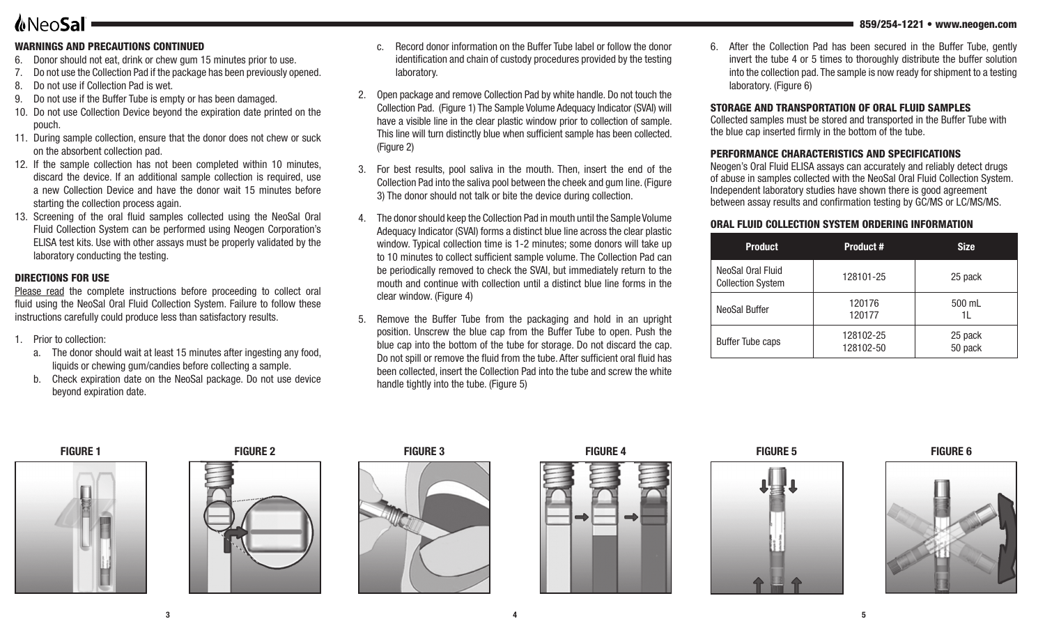## WARNINGS AND PRECAUTIONS CONTINUED

6. Donor should not eat, drink or chew gum 15 minutes prior to use.
7. Do not use the Collection Pad if the package has been previously opened.
8. Do not use if Collection Pad is wet.
9. Do not use if the Buffer Tube is empty or has been damaged.
10. Do not use Collection Device beyond the expiration date printed on the pouch.
11. During sample collection, ensure that the donor does not chew or suck on the absorbent collection pad.
12. If the sample collection has not been completed within 10 minutes, discard the device. If an additional sample collection is required, use a new Collection Device and have the donor wait 15 minutes before starting the collection process again.
13. Screening of the oral fluid samples collected using the NeoSal Oral Fluid Collection System can be performed using Neogen Corporation's ELISA test kits. Use with other assays must be properly validated by the laboratory conducting the testing.

## DIRECTIONS FOR USE

Please read the complete instructions before proceeding to collect oral fluid using the NeoSal Oral Fluid Collection System. Failure to follow these instructions carefully could produce less than satisfactory results.

1. Prior to collection:
   a. The donor should wait at least 15 minutes after ingesting any food, liquids or chewing gum/candies before collecting a sample.
   b. Check expiration date on the NeoSal package. Do not use device beyond expiration date.
   c. Record donor information on the Buffer Tube label or follow the donor identification and chain of custody procedures provided by the testing laboratory.
2. Open package and remove Collection Pad by white handle. Do not touch the Collection Pad. (Figure 1) The Sample Volume Adequacy Indicator (SVAI) will have a visible line in the clear plastic window prior to collection of sample. This line will turn distinctly blue when sufficient sample has been collected. (Figure 2)
3. For best results, pool saliva in the mouth. Then, insert the end of the Collection Pad into the saliva pool between the cheek and gum line. (Figure 3) The donor should not talk or bite the device during collection.
4. The donor should keep the Collection Pad in mouth until the Sample Volume Adequacy Indicator (SVAI) forms a distinct blue line across the clear plastic window. Typical collection time is 1-2 minutes; some donors will take up to 10 minutes to collect sufficient sample volume. The Collection Pad can be periodically removed to check the SVAI, but immediately return to the mouth and continue with collection until a distinct blue line forms in the clear window. (Figure 4)
5. Remove the Buffer Tube from the packaging and hold in an upright position. Unscrew the blue cap from the Buffer Tube to open. Push the blue cap into the bottom of the tube for storage. Do not discard the cap. Do not spill or remove the fluid from the tube. After sufficient oral fluid has been collected, insert the Collection Pad into the tube and screw the white handle tightly into the tube. (Figure 5)
6. After the Collection Pad has been secured in the Buffer Tube, gently invert the tube 4 or 5 times to thoroughly distribute the buffer solution into the collection pad. The sample is now ready for shipment to a testing laboratory. (Figure 6)

## STORAGE AND TRANSPORTATION OF ORAL FLUID SAMPLES

Collected samples must be stored and transported in the Buffer Tube with the blue cap inserted firmly in the bottom of the tube.

## PERFORMANCE CHARACTERISTICS AND SPECIFICATIONS

Neogen's Oral Fluid ELISA assays can accurately and reliably detect drugs of abuse in samples collected with the NeoSal Oral Fluid Collection System. Independent laboratory studies have shown there is good agreement between assay results and confirmation testing by GC/MS or LC/MS/MS.

## ORAL FLUID COLLECTION SYSTEM ORDERING INFORMATION

| Product | Product # | Size |
|---|---|---|
| NeoSal Oral Fluid Collection System | 128101-25 | 25 pack |
| NeoSal Buffer | 120176<br>120177 | 500 mL<br>1L |
| Buffer Tube caps | 128102-25<br>128102-50 | 25 pack<br>50 pack |

FIGURE 1

FIGURE 2

FIGURE 3

FIGURE 4

FIGURE 5

FIGURE 6